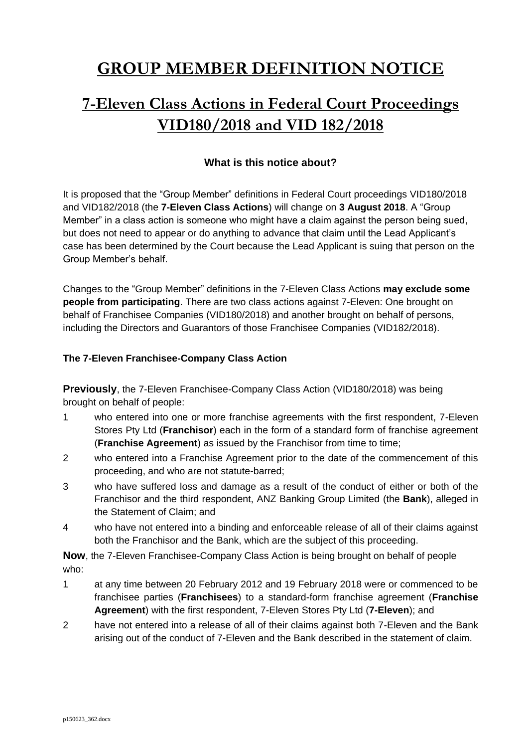# GROUP MEMBER DEFINITION NOTICE

# 7-Eleven Class Actions in Federal Court Proceedings VID180/2018 and VID 182/2018

### What is this notice about?

It is proposed that the "Group Member" definitions in Federal Court proceedings VID180/2018 and VID182/2018 (the **7-Eleven Class Actions**) will change on **3 August 2018**. A "Group Member" in a class action is someone who might have a claim against the person being sued, but does not need to appear or do anything to advance that claim until the Lead Applicant's case has been determined by the Court because the Lead Applicant is suing that person on the Group Member's behalf.

Changes to the "Group Member" definitions in the 7-Eleven Class Actions **may exclude some people from participating**. There are two class actions against 7-Eleven: One brought on behalf of Franchisee Companies (VID180/2018) and another brought on behalf of persons, including the Directors and Guarantors of those Franchisee Companies (VID182/2018).

#### The 7-Eleven Franchisee-Company Class Action

**Previously**, the 7-Eleven Franchisee-Company Class Action (VID180/2018) was being brought on behalf of people:

1. who entered into one or more franchise agreements with the first respondent, 7-Eleven Stores Pty Ltd (**Franchisor**) each in the form of a standard form of franchise agreement (**Franchise Agreement**) as issued by the Franchisor from time to time;
2. who entered into a Franchise Agreement prior to the date of the commencement of this proceeding, and who are not statute-barred;
3. who have suffered loss and damage as a result of the conduct of either or both of the Franchisor and the third respondent, ANZ Banking Group Limited (the **Bank**), alleged in the Statement of Claim; and
4. who have not entered into a binding and enforceable release of all of their claims against both the Franchisor and the Bank, which are the subject of this proceeding.

**Now**, the 7-Eleven Franchisee-Company Class Action is being brought on behalf of people who:

1. at any time between 20 February 2012 and 19 February 2018 were or commenced to be franchisee parties (**Franchisees**) to a standard-form franchise agreement (**Franchise Agreement**) with the first respondent, 7-Eleven Stores Pty Ltd (**7-Eleven**); and
2. have not entered into a release of all of their claims against both 7-Eleven and the Bank arising out of the conduct of 7-Eleven and the Bank described in the statement of claim.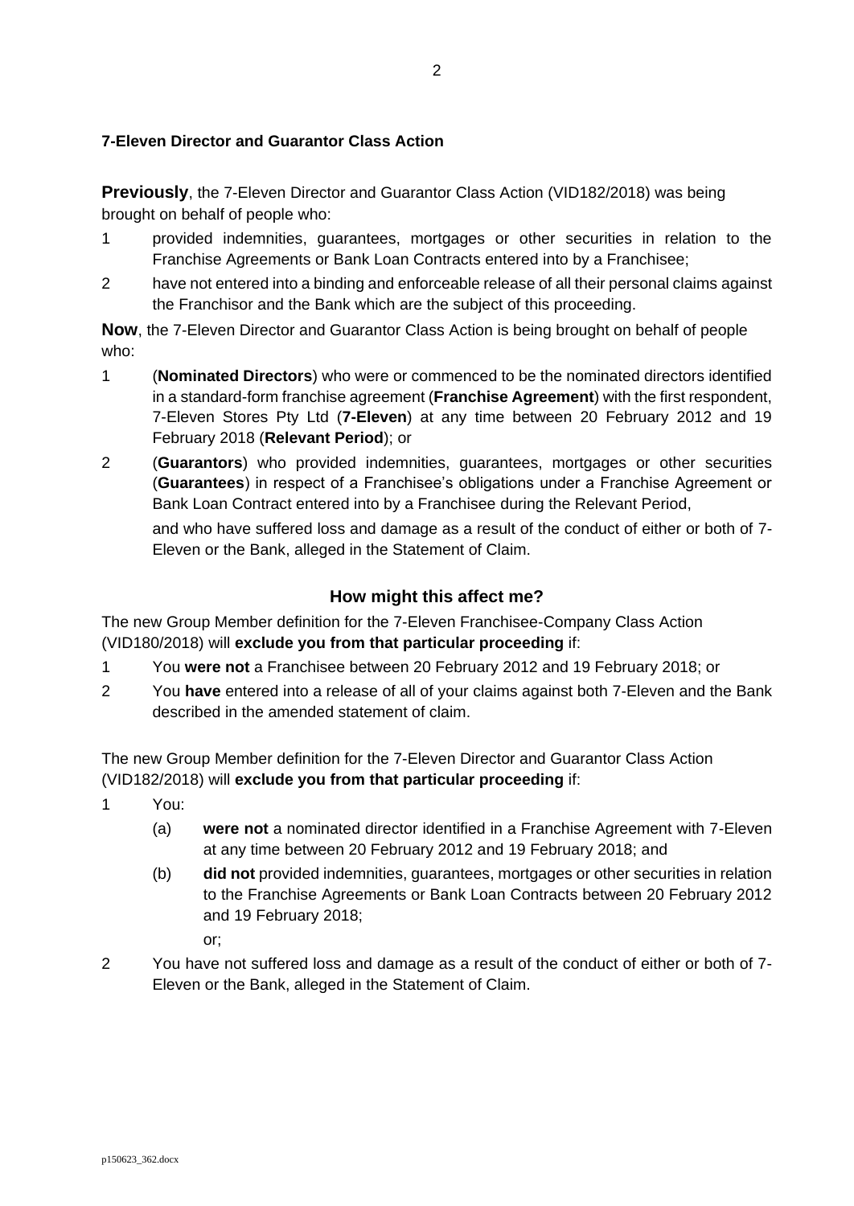**7-Eleven Director and Guarantor Class Action**

**Previously**, the 7-Eleven Director and Guarantor Class Action (VID182/2018) was being brought on behalf of people who:

1. provided indemnities, guarantees, mortgages or other securities in relation to the Franchise Agreements or Bank Loan Contracts entered into by a Franchisee;
2. have not entered into a binding and enforceable release of all their personal claims against the Franchisor and the Bank which are the subject of this proceeding.

**Now**, the 7-Eleven Director and Guarantor Class Action is being brought on behalf of people who:

1. (**Nominated Directors**) who were or commenced to be the nominated directors identified in a standard-form franchise agreement (**Franchise Agreement**) with the first respondent, 7-Eleven Stores Pty Ltd (**7-Eleven**) at any time between 20 February 2012 and 19 February 2018 (**Relevant Period**); or
2. (**Guarantors**) who provided indemnities, guarantees, mortgages or other securities (**Guarantees**) in respect of a Franchisee's obligations under a Franchise Agreement or Bank Loan Contract entered into by a Franchisee during the Relevant Period,

   and who have suffered loss and damage as a result of the conduct of either or both of 7-Eleven or the Bank, alleged in the Statement of Claim.

## How might this affect me?

The new Group Member definition for the 7-Eleven Franchisee-Company Class Action (VID180/2018) will **exclude you from that particular proceeding** if:

1. You **were not** a Franchisee between 20 February 2012 and 19 February 2018; or
2. You **have** entered into a release of all of your claims against both 7-Eleven and the Bank described in the amended statement of claim.

The new Group Member definition for the 7-Eleven Director and Guarantor Class Action (VID182/2018) will **exclude you from that particular proceeding** if:

1. You:
   (a) **were not** a nominated director identified in a Franchise Agreement with 7-Eleven at any time between 20 February 2012 and 19 February 2018; and
   (b) **did not** provided indemnities, guarantees, mortgages or other securities in relation to the Franchise Agreements or Bank Loan Contracts between 20 February 2012 and 19 February 2018;

   or;
2. You have not suffered loss and damage as a result of the conduct of either or both of 7-Eleven or the Bank, alleged in the Statement of Claim.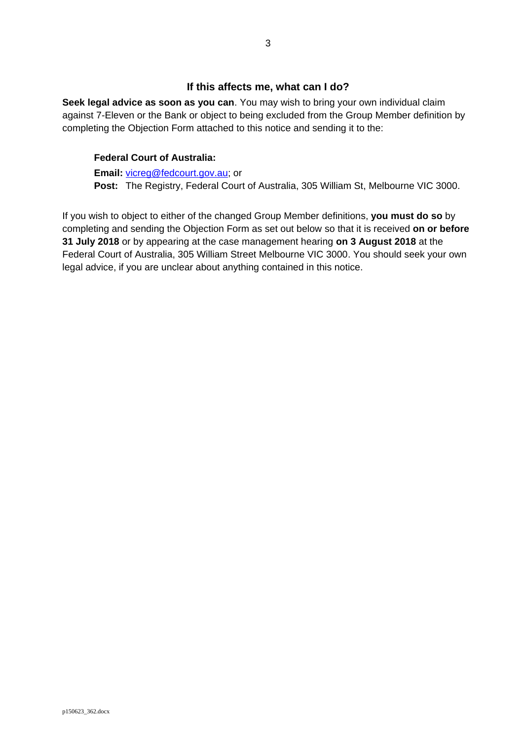## If this affects me, what can I do?

**Seek legal advice as soon as you can**. You may wish to bring your own individual claim against 7-Eleven or the Bank or object to being excluded from the Group Member definition by completing the Objection Form attached to this notice and sending it to the:

**Federal Court of Australia:**

**Email:** vicreg@fedcourt.gov.au; or
**Post:** The Registry, Federal Court of Australia, 305 William St, Melbourne VIC 3000.

If you wish to object to either of the changed Group Member definitions, **you must do so** by completing and sending the Objection Form as set out below so that it is received **on or before 31 July 2018** or by appearing at the case management hearing **on 3 August 2018** at the Federal Court of Australia, 305 William Street Melbourne VIC 3000. You should seek your own legal advice, if you are unclear about anything contained in this notice.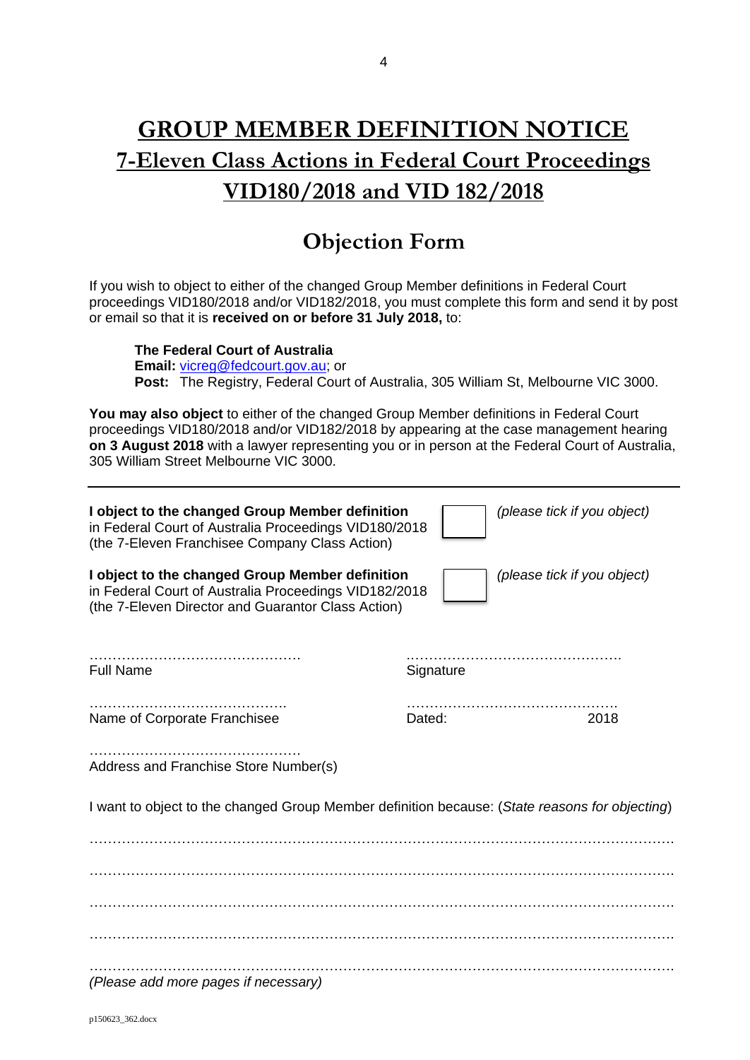# GROUP MEMBER DEFINITION NOTICE

## 7-Eleven Class Actions in Federal Court Proceedings VID180/2018 and VID 182/2018

## Objection Form

If you wish to object to either of the changed Group Member definitions in Federal Court proceedings VID180/2018 and/or VID182/2018, you must complete this form and send it by post or email so that it is **received on or before 31 July 2018,** to:

**The Federal Court of Australia**
**Email:** vicreg@fedcourt.gov.au; or
**Post:** The Registry, Federal Court of Australia, 305 William St, Melbourne VIC 3000.

**You may also object** to either of the changed Group Member definitions in Federal Court proceedings VID180/2018 and/or VID182/2018 by appearing at the case management hearing **on 3 August 2018** with a lawyer representing you or in person at the Federal Court of Australia, 305 William Street Melbourne VIC 3000.

---

**I object to the changed Group Member definition** in Federal Court of Australia Proceedings VID180/2018 (the 7-Eleven Franchisee Company Class Action) ☐ *(please tick if you object)*

**I object to the changed Group Member definition** in Federal Court of Australia Proceedings VID182/2018 (the 7-Eleven Director and Guarantor Class Action) ☐ *(please tick if you object)*

……………………………………… Full Name

……………………………………… Signature

……………………………………… Name of Corporate Franchisee

……………………………………… Dated: 2018

……………………………………… Address and Franchise Store Number(s)

I want to object to the changed Group Member definition because: (*State reasons for objecting*)

…………………………………………………………………………………………………………

…………………………………………………………………………………………………………

…………………………………………………………………………………………………………

…………………………………………………………………………………………………………

…………………………………………………………………………………………………………

*(Please add more pages if necessary)*

p150623_362.docx